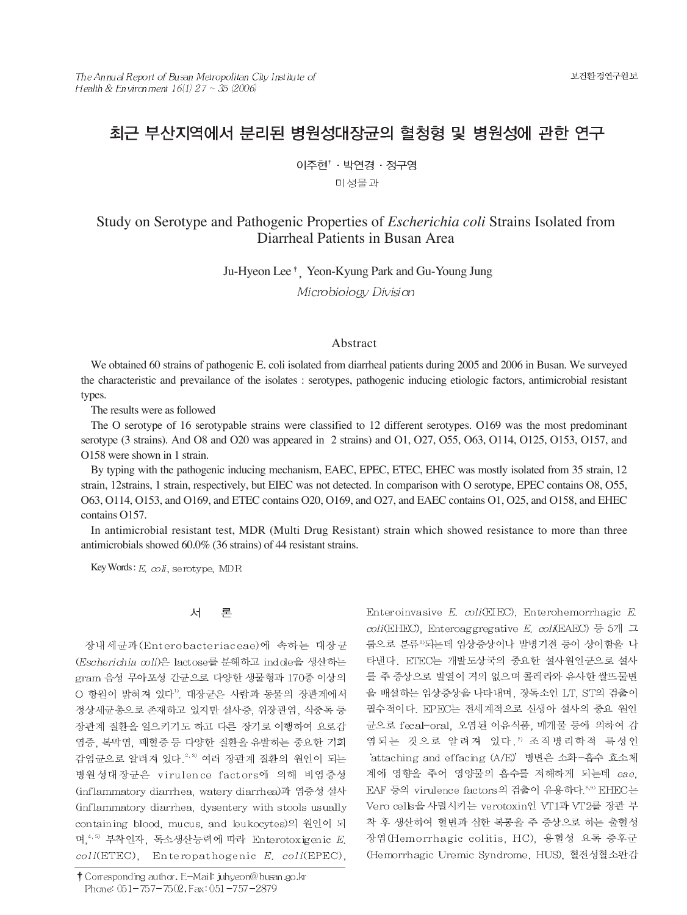# 최근 부산지역에서 분리된 병원성대장균의 혈청형 및 병원성에 관한 연구

이주현† · 박연경 · 정구영

미생물과

# Study on Serotype and Pathogenic Properties of *Escherichia coli* Strains Isolated from Diarrheal Patients in Busan Area

Ju-Hyeon Lee†, Yeon-Kyung Park and Gu-Young Jung

*Microbiology Division*

## Abstract

We obtained 60 strains of pathogenic E. coli isolated from diarrheal patients during 2005 and 2006 in Busan. We surveyed the characteristic and prevailance of the isolates : serotypes, pathogenic inducing etiologic factors, antimicrobial resistant types.

The results were as followed

The O serotype of 16 serotypable strains were classified to 12 different serotypes. O169 was the most predominant serotype (3 strains). And O8 and O20 was appeared in 2 strains) and O1, O27, O55, O63, O114, O125, O153, O157, and O158 were shown in 1 strain.

By typing with the pathogenic inducing mechanism, EAEC, EPEC, ETEC, EHEC was mostly isolated from 35 strain, 12 strain, 12strains, 1 strain, respectively, but EIEC was not detected. In comparison with O serotype, EPEC contains O8, O55, O63, O114, O153, and O169, and ETEC contains O20, O169, and O27, and EAEC contains O1, O25, and O158, and EHEC contains O157.

In antimicrobial resistant test, MDR (Multi Drug Resistant) strain which showed resistance to more than three antimicrobials showed 60.0% (36 strains) of 44 resistant strains.

Key Words : *E. coli*, serotype, MDR

## 서 론

장내세균과(Enterobacteriaceae)에 속하는 대장균(*Escherichia coli*)은 lactose를 분해하고 indole을 생산하는 gram 음성 무아포성 간균으로 다양한 생물형과 170종 이상의 O 항원이 밝혀져 있다[1]. 대장균은 사람과 동물의 장관계에서 정상세균총으로 존재하고 있지만 설사증, 위장관염, 식중독 등 장관계 질환을 일으키기도 하고 다른 장기로 이행하여 요로감염증, 복막염, 폐혈증 등 다양한 질환을 유발하는 중요한 기회감염균으로 알려져 있다.[2,3] 여러 장관계 질환의 원인이 되는 병원성대장균은 virulence factors에 의해 비염증성(inflammatory diarrhea, watery diarrhea)과 염증성 설사(inflammatory diarrhea, dysentery with stools usually containing blood, mucus, and leukocytes)의 원인이 되며,[4,5] 부착인자, 독소생산능력에 따라 Enterotoxigenic *E. coli*(ETEC), Enteropathogenic *E. coli*(EPEC), Enteroinvasive *E. coli*(EIEC), Enterohemorrhagic *E. coli*(EHEC), Enteroaggregative *E. coli*(EAEC) 등 5개 그룹으로 분류[6]되는데 임상증상이나 발병기전 등이 상이함을 나타낸다. ETEC는 개발도상국의 중요한 설사원인균으로 설사를 주 증상으로 발열이 거의 없으며 콜레라와 유사한 쌀뜨물변을 배설하는 임상증상을 나타내며, 장독소인 LT, ST의 검출이 필수적이다. EPEC는 전세계적으로 신생아 설사의 중요 원인균으로 fecal-oral, 오염된 이유식품, 매개물 등에 의하여 감염되는 것으로 알려져 있다.[7] 조직병리학적 특성인 'attaching and effacing (A/E)' 병변은 소화-흡수 효소체계에 영향을 주어 영양물의 흡수를 저해하게 되는데 *eae*, EAF 등의 virulence factors의 검출이 유용하다.[8,9] EHEC는 Vero cells을 사멸시키는 verotoxin인 VT1과 VT2를 장관 부착 후 생산하여 혈변과 심한 복통을 주 증상으로 하는 출혈성장염(Hemorrhagic colitis, HC), 용혈성 요독 증후군(Hemorrhagic Uremic Syndrome, HUS), 혈전성혈소판감

† Corresponding author. E-Mail: juhyeon@busan.go.kr
Phone: 051-757-7502, Fax: 051-757-2879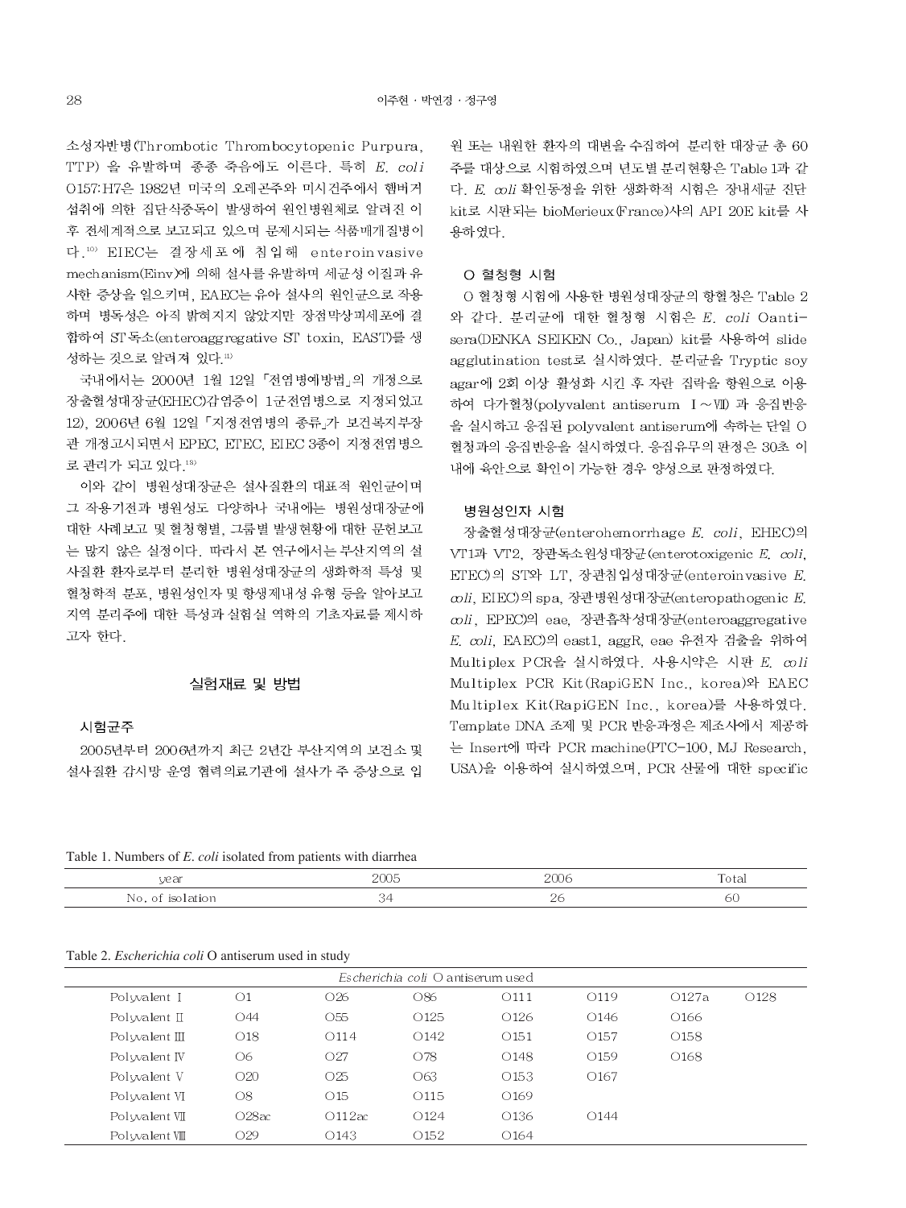소성자반병(Thrombotic Thrombocytopenic Purpura, TTP) 을 유발하며 종종 죽음에도 이른다. 특히 *E. coli* O157:H7은 1982년 미국의 오레곤주와 미시건주에서 햄버거 섭취에 의한 집단식중독이 발생하여 원인병원체로 알려진 이후 전세계적으로 보고되고 있으며 문제시되는 식품매개질병이다.[10] EIEC는 결장세포에 침입해 enteroinvasive mechanism(Einv)에 의해 설사를 유발하며 세균성 이질과 유사한 증상을 일으키며, EAEC는 유아 설사의 원인균으로 작용하며 병독성은 아직 밝혀지지 않았지만 장점막상피세포에 결합하여 ST독소(enteroaggregative ST toxin, EAST)를 생성하는 것으로 알려져 있다.[11]

국내에서는 2000년 1월 12일 「전염병예방법」의 개정으로 장출혈성대장균(EHEC)감염증이 1군전염병으로 지정되었고 12), 2006년 6월 12일 「지정전염병의 종류」가 보건복지부장관 개정고시되면서 EPEC, ETEC, EIEC 3종이 지정전염병으로 관리가 되고 있다.[13]

이와 같이 병원성대장균은 설사질환의 대표적 원인균이며 그 작용기전과 병원성도 다양하나 국내에는 병원성대장균에 대한 사례보고 및 혈청형별, 그룹별 발생현황에 대한 문헌보고는 많지 않은 실정이다. 따라서 본 연구에서는 부산지역의 설사질환 환자로부터 분리한 병원성대장균의 생화학적 특성 및 혈청학적 분포, 병원성인자 및 항생제내성 유형 등을 알아보고 지역 분리주에 대한 특성과 실험실 역학의 기초자료를 제시하고자 한다.

## 실험재료 및 방법

### 시험균주

2005년부터 2006년까지 최근 2년간 부산지역의 보건소 및 설사질환 감시망 운영 협력의료기관에 설사가 주 증상으로 입원 또는 내원한 환자의 대변을 수집하여 분리한 대장균 총 60주를 대상으로 시험하였으며 년도별 분리현황은 Table 1과 같다. *E. coli* 확인동정을 위한 생화학적 시험은 장내세균 진단 kit로 시판되는 bioMerieux(France)사의 API 20E kit를 사용하였다.

### O 혈청형 시험

O 혈청형 시험에 사용한 병원성대장균의 항혈청은 Table 2와 같다. 분리균에 대한 혈청형 시험은 *E. coli* Oanti-sera(DENKA SEIKEN Co., Japan) kit를 사용하여 slide agglutination test로 실시하였다. 분리균을 Tryptic soy agar에 2회 이상 활성화 시킨 후 자란 집락을 항원으로 이용하여 다가혈청(polyvalent antiserum Ⅰ~Ⅶ) 과 응집반응을 실시하고 응집된 polyvalent antiserum에 속하는 단일 O 혈청과의 응집반응을 실시하였다. 응집유무의 판정은 30초 이내에 육안으로 확인이 가능한 경우 양성으로 판정하였다.

### 병원성인자 시험

장출혈성대장균(enterohemorrhage *E. coli*, EHEC)의 VT1과 VT2, 장관독소원성대장균(enterotoxigenic *E. coli*, ETEC)의 ST와 LT, 장관침입성대장균(enteroinvasive *E. coli*, EIEC)의 spa, 장관병원성대장균(enteropathogenic *E. coli*, EPEC)의 eae, 장관흡착성대장균(enteroaggregative *E. coli*, EAEC)의 east1, aggR, eae 유전자 검출을 위하여 Multiplex PCR을 실시하였다. 사용시약은 시판 *E. coli* Multiplex PCR Kit(RapiGEN Inc., korea)와 EAEC Multiplex Kit(RapiGEN Inc., korea)를 사용하였다. Template DNA 조제 및 PCR 반응과정은 제조사에서 제공하는 Insert에 따라 PCR machine(PTC-100, MJ Research, USA)을 이용하여 실시하였으며, PCR 산물에 대한 specific

Table 1. Numbers of *E. coli* isolated from patients with diarrhea

| year | 2005 | 2006 | Total |
|---|---|---|---|
| No. of isolation | 34 | 26 | 60 |

Table 2. *Escherichia coli* O antiserum used in study

| *Escherichia coli* O antiserum used | | | | | | | |
|---|---|---|---|---|---|---|---|
| Polyvalent Ⅰ | O1 | O26 | O86 | O111 | O119 | O127a | O128 |
| Polyvalent Ⅱ | O44 | O55 | O125 | O126 | O146 | O166 | |
| Polyvalent Ⅲ | O18 | O114 | O142 | O151 | O157 | O158 | |
| Polyvalent Ⅳ | O6 | O27 | O78 | O148 | O159 | O168 | |
| Polyvalent Ⅴ | O20 | O25 | O63 | O153 | O167 | | |
| Polyvalent Ⅵ | O8 | O15 | O115 | O169 | | | |
| Polyvalent Ⅶ | O28ac | O112ac | O124 | O136 | O144 | | |
| Polyvalent Ⅷ | O29 | O143 | O152 | O164 | | | |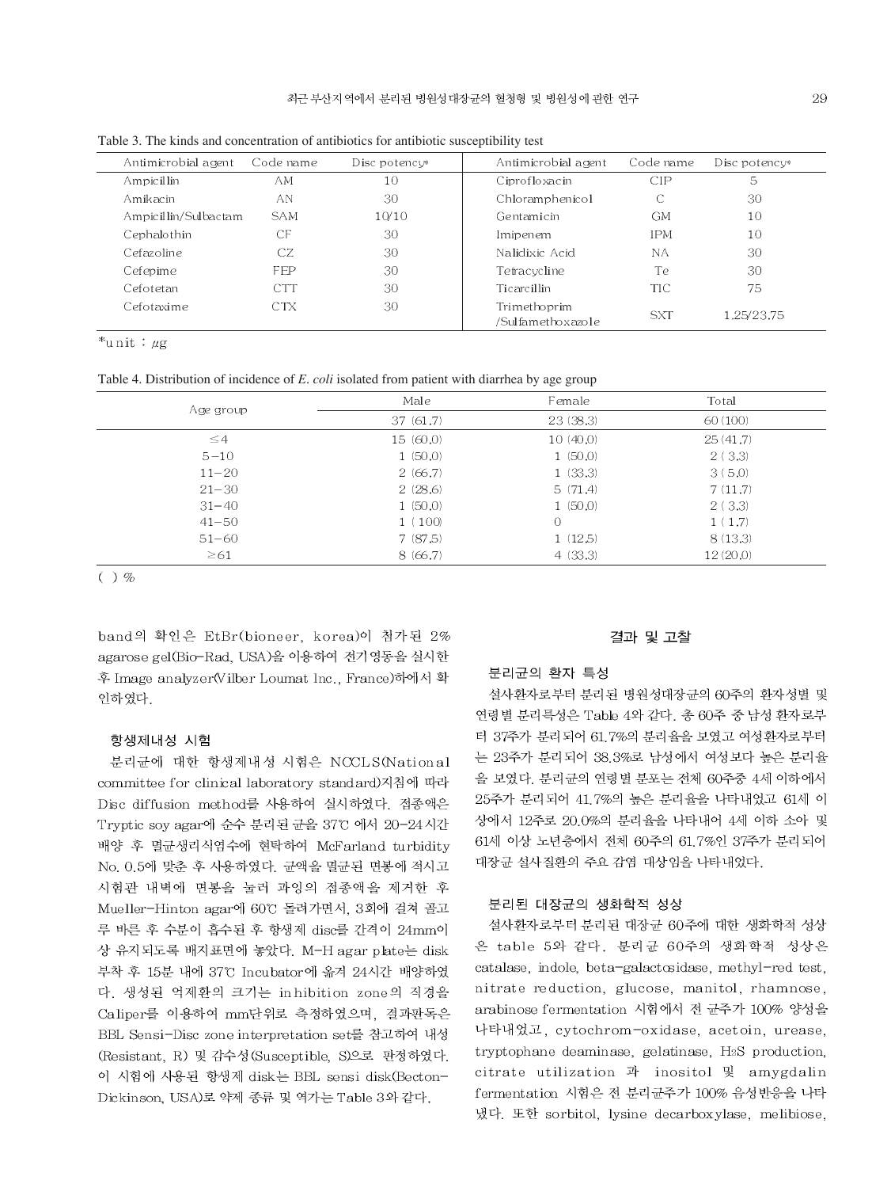Table 3. The kinds and concentration of antibiotics for antibiotic susceptibility test

| Antimicrobial agent | Code name | Disc potency* | Antimicrobial agent | Code name | Disc potency* |
|---|---|---|---|---|---|
| Ampicillin | AM | 10 | Ciprofloxacin | CIP | 5 |
| Amikacin | AN | 30 | Chloramphenicol | C | 30 |
| Ampicillin/Sulbactam | SAM | 10/10 | Gentamicin | GM | 10 |
| Cephalothin | CF | 30 | Imipenem | IPM | 10 |
| Cefazoline | CZ | 30 | Nalidixic Acid | NA | 30 |
| Cefepime | FEP | 30 | Tetracycline | Te | 30 |
| Cefotetan | CTT | 30 | Ticarcillin | TIC | 75 |
| Cefotaxime | CTX | 30 | Trimethoprim /Sulfamethoxazole | SXT | 1.25/23.75 |

*unit : $\mu g$

Table 4. Distribution of incidence of *E. coli* isolated from patient with diarrhea by age group

| Age group | Male | Female | Total |
|---|---|---|---|
| | 37 (61.7) | 23 (38.3) | 60 (100) |
| ≤4 | 15 (60.0) | 10 (40.0) | 25 (41.7) |
| 5−10 | 1 (50.0) | 1 (50.0) | 2 ( 3.3) |
| 11−20 | 2 (66.7) | 1 (33.3) | 3 ( 5.0) |
| 21−30 | 2 (28.6) | 5 (71.4) | 7 (11.7) |
| 31−40 | 1 (50.0) | 1 (50.0) | 2 ( 3.3) |
| 41−50 | 1 ( 100) | 0 | 1 ( 1.7) |
| 51−60 | 7 (87.5) | 1 (12.5) | 8 (13.3) |
| ≥61 | 8 (66.7) | 4 (33.3) | 12 (20.0) |

( ) %

band의 확인은 EtBr(bioneer, korea)이 첨가된 2% agarose gel(Bio-Rad, USA)을 이용하여 전기영동을 실시한 후 Image analyzer(Vilber Loumat Inc., France)하에서 확인하였다.

### 항생제내성 시험

분리균에 대한 항생제내성 시험은 NCCLS(National committee for clinical laboratory standard)지침에 따라 Disc diffusion method를 사용하여 실시하였다. 접종액은 Tryptic soy agar에 순수 분리된 균을 37℃ 에서 20-24시간 배양 후 멸균생리식염수에 현탁하여 McFarland turbidity No. 0.5에 맞춘 후 사용하였다. 균액을 멸균된 면봉에 적시고 시험관 내벽에 면봉을 눌러 과잉의 접종액을 제거한 후 Mueller-Hinton agar에 60℃ 돌려가면서, 3회에 걸쳐 골고루 바른 후 수분이 흡수된 후 항생제 disc를 간격이 24mm이상 유지되도록 배지표면에 놓았다. M-H agar plate는 disk 부착 후 15분 내에 37℃ Incubator에 옮겨 24시간 배양하였다. 생성된 억제환의 크기는 inhibition zone의 직경을 Caliper를 이용하여 mm단위로 측정하였으며, 결과판독은 BBL Sensi-Disc zone interpretation set를 참고하여 내성(Resistant, R) 및 감수성(Susceptible, S)으로 판정하였다. 이 시험에 사용된 항생제 disk는 BBL sensi disk(Becton-Dickinson, USA)로 약제 종류 및 역가는 Table 3와 같다.

## 결과 및 고찰

### 분리균의 환자 특성

설사환자로부터 분리된 병원성대장균의 60주의 환자성별 및 연령별 분리특성은 Table 4와 같다. 총 60주 중 남성 환자로부터 37주가 분리되어 61.7%의 분리율을 보였고 여성환자로부터는 23주가 분리되어 38.3%로 남성에서 여성보다 높은 분리율을 보였다. 분리균의 연령별 분포는 전체 60주중 4세 이하에서 25주가 분리되어 41.7%의 높은 분리율을 나타내었고 61세 이상에서 12주로 20.0%의 분리율을 나타내어 4세 이하 소아 및 61세 이상 노년층에서 전체 60주의 61.7%인 37주가 분리되어 대장균 설사질환의 주요 감염 대상임을 나타내었다.

### 분리된 대장균의 생화학적 성상

설사환자로부터 분리된 대장균 60주에 대한 생화학적 성상은 table 5와 같다. 분리균 60주의 생화학적 성상은 catalase, indole, beta-galactosidase, methyl-red test, nitrate reduction, glucose, manitol, rhamnose, arabinose fermentation 시험에서 전 균주가 100% 양성을 나타내었고, cytochrom-oxidase, acetoin, urease, tryptophane deaminase, gelatinase, $H_2S$ production, citrate utilization 과 inositol 및 amygdalin fermentation 시험은 전 분리균주가 100% 음성반응을 나타냈다. 또한 sorbitol, lysine decarboxylase, melibiose,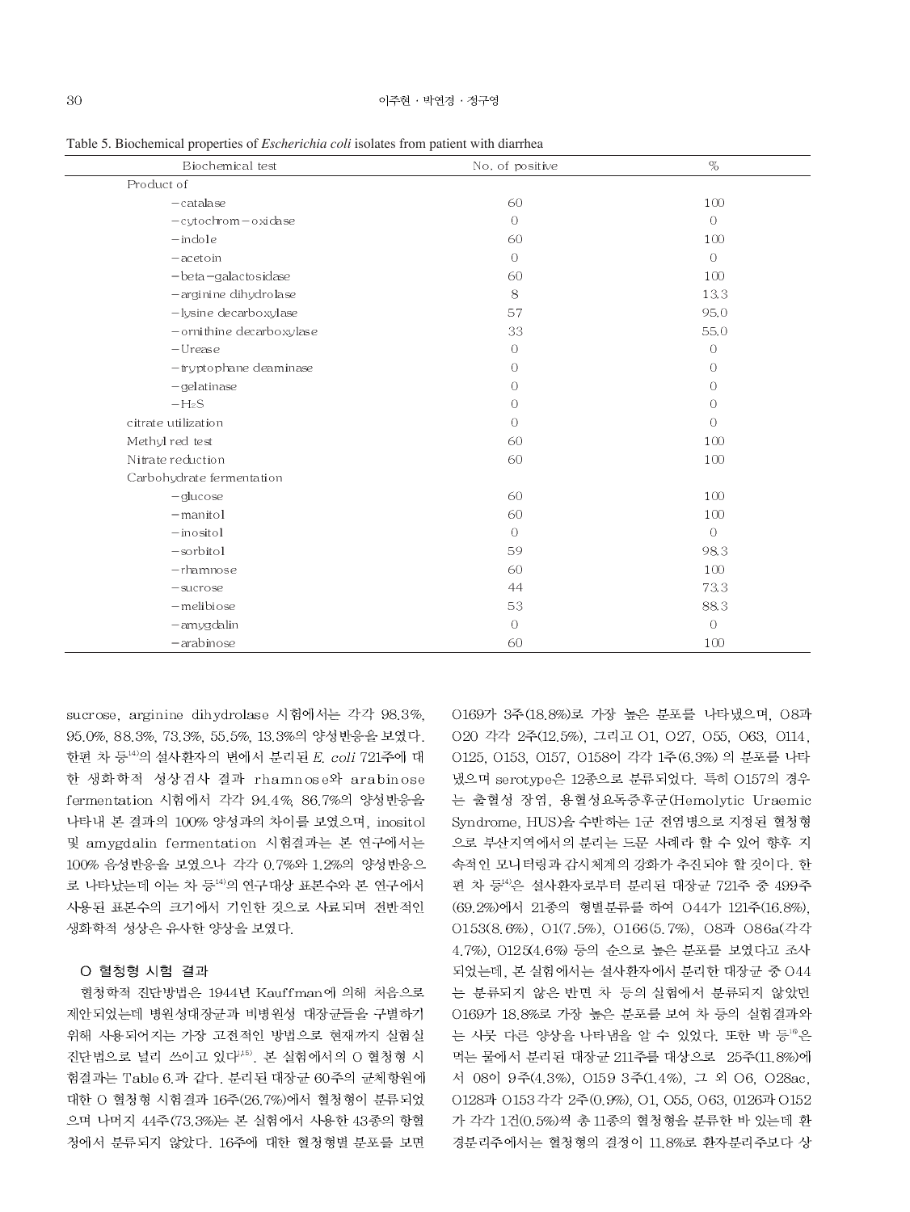Table 5. Biochemical properties of *Escherichia coli* isolates from patient with diarrhea

| Biochemical test | No. of positive | % |
|---|---|---|
| Product of | | |
| −catalase | 60 | 100 |
| −cytochrom−oxidase | 0 | 0 |
| −indole | 60 | 100 |
| −acetoin | 0 | 0 |
| −beta−galactosidase | 60 | 100 |
| −arginine dihydrolase | 8 | 13.3 |
| −lysine decarboxylase | 57 | 95.0 |
| −ornithine decarboxylase | 33 | 55.0 |
| −Urease | 0 | 0 |
| −tryptophane deaminase | 0 | 0 |
| −gelatinase | 0 | 0 |
| −$H_2S$ | 0 | 0 |
| citrate utilization | 0 | 0 |
| Methyl red test | 60 | 100 |
| Nitrate reduction | 60 | 100 |
| Carbohydrate fermentation | | |
| −glucose | 60 | 100 |
| −manitol | 60 | 100 |
| −inositol | 0 | 0 |
| −sorbitol | 59 | 98.3 |
| −rhamnose | 60 | 100 |
| −sucrose | 44 | 73.3 |
| −melibiose | 53 | 88.3 |
| −amygdalin | 0 | 0 |
| −arabinose | 60 | 100 |

sucrose, arginine dihydrolase 시험에서는 각각 98.3%, 95.0%, 88.3%, 73.3%, 55.5%, 13.3%의 양성반응을 보였다. 한편 차 등[14]의 설사환자의 변에서 분리된 *E. coli* 721주에 대한 생화학적 성상검사 결과 rhamnose와 arabinose fermentation 시험에서 각각 94.4%, 86.7%의 양성반응을 나타내 본 결과의 100% 양성과의 차이를 보였으며, inositol 및 amygdalin fermentation 시험결과는 본 연구에서는 100% 음성반응을 보였으나 각각 0.7%와 1.2%의 양성반응으로 나타났는데 이는 차 등[14]의 연구대상 표본수와 본 연구에서 사용된 표본수의 크기에서 기인한 것으로 사료되며 전반적인 생화학적 성상은 유사한 양상을 보였다.

### O 혈청형 시험 결과

혈청학적 진단방법은 1944년 Kauffman에 의해 처음으로 제안되었는데 병원성대장균과 비병원성 대장균들을 구별하기 위해 사용되어지는 가장 고전적인 방법으로 현재까지 실험실 진단법으로 널리 쓰이고 있다[1,15]. 본 실험에서의 O 혈청형 시험결과는 Table 6.과 같다. 분리된 대장균 60주의 균체항원에 대한 O 혈청형 시험결과 16주(26.7%)에서 혈청형이 분류되었으며 나머지 44주(73.3%)는 본 실험에서 사용한 43종의 항혈청에서 분류되지 않았다. 16주에 대한 혈청형별 분포를 보면 O169가 3주(18.8%)로 가장 높은 분포를 나타냈으며, O8과 O20 각각 2주(12.5%), 그리고 O1, O27, O55, O63, O114, O125, O153, O157, O158이 각각 1주(6.3%) 의 분포를 나타냈으며 serotype은 12종으로 분류되었다. 특히 O157의 경우는 출혈성 장염, 용혈성요독증후군(Hemolytic Uraemic Syndrome, HUS)을 수반하는 1군 전염병으로 지정된 혈청형으로 부산지역에서의 분리는 드문 사례라 할 수 있어 향후 지속적인 모니터링과 감시체계의 강화가 추진되야 할 것이다. 한편 차 등[14]은 설사환자로부터 분리된 대장균 721주 중 499주(69.2%)에서 21종의 형별분류를 하여 O44가 121주(16.8%), O153(8.6%), O1(7.5%), O166(5.7%), O8과 O86a(각각 4.7%), O125(4.6%) 등의 순으로 높은 분포를 보였다고 조사되었는데, 본 실험에서는 설사환자에서 분리한 대장균 중 O44는 분류되지 않은 반면 차 등의 실험에서 분류되지 않았던 O169가 18.8%로 가장 높은 분포를 보여 차 등의 실험결과와는 사뭇 다른 양상을 나타냄을 알 수 있었다. 또한 박 등[16]은 먹는 물에서 분리된 대장균 211주를 대상으로 25주(11.8%)에서 O8이 9주(4.3%), O159 3주(1.4%), 그 외 O6, O28ac, O128과 O153 각각 2주(0.9%), O1, O55, O63, O126과 O152가 각각 1건(0.5%)씩 총 11종의 혈청형을 분류한 바 있는데 환경분리주에서는 혈청형의 결정이 11.8%로 환자분리주보다 상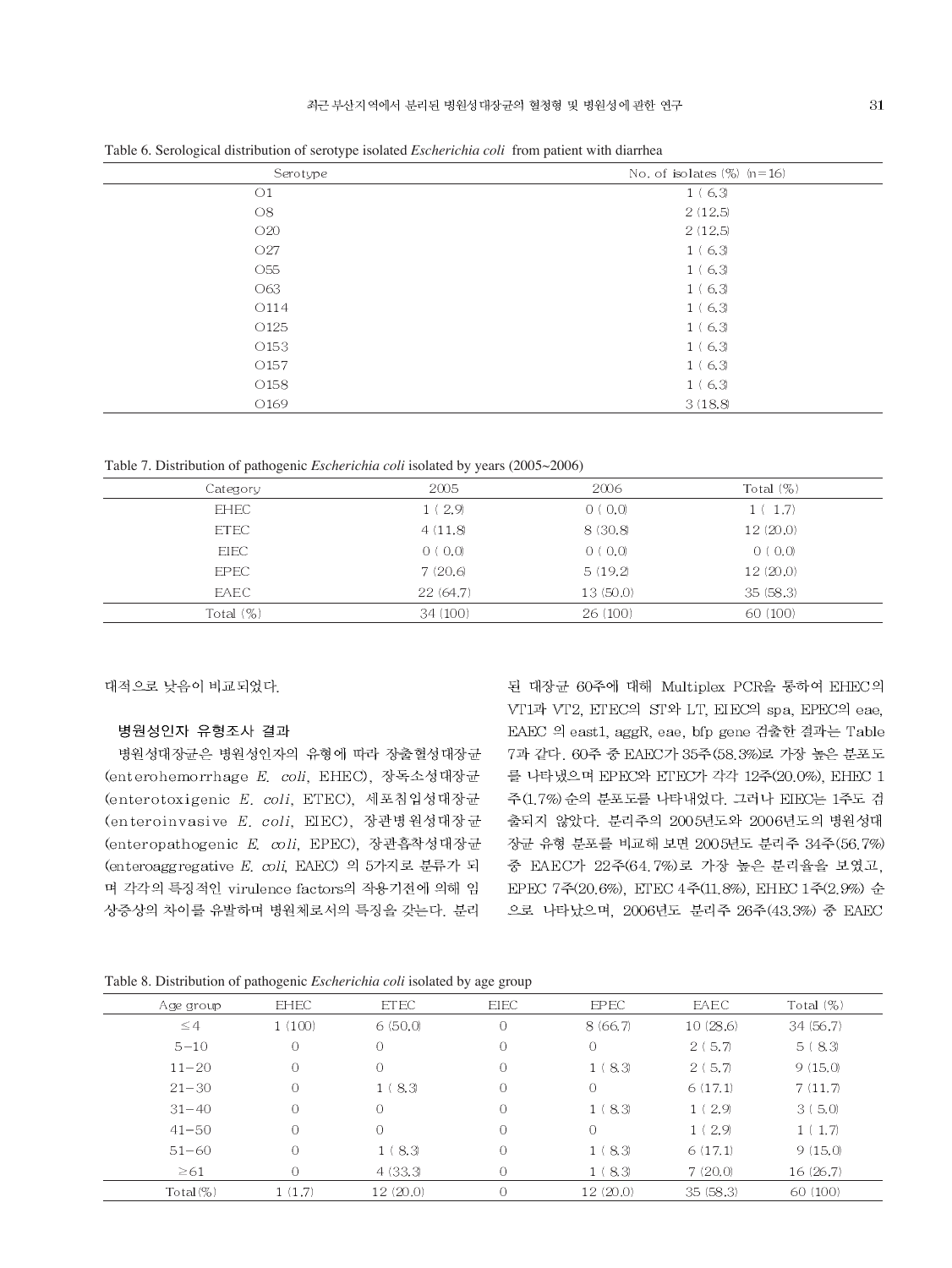Table 6. Serological distribution of serotype isolated *Escherichia coli* from patient with diarrhea

| Serotype | No. of isolates (%) (n=16) |
|---|---|
| O1 | 1 ( 6.3) |
| O8 | 2 (12.5) |
| O20 | 2 (12.5) |
| O27 | 1 ( 6.3) |
| O55 | 1 ( 6.3) |
| O63 | 1 ( 6.3) |
| O114 | 1 ( 6.3) |
| O125 | 1 ( 6.3) |
| O153 | 1 ( 6.3) |
| O157 | 1 ( 6.3) |
| O158 | 1 ( 6.3) |
| O169 | 3 (18.8) |

Table 7. Distribution of pathogenic *Escherichia coli* isolated by years (2005~2006)

| Category | 2005 | 2006 | Total (%) |
|---|---|---|---|
| EHEC | 1 ( 2.9) | 0 ( 0.0) | 1 ( 1.7) |
| ETEC | 4 (11.8) | 8 (30.8) | 12 (20.0) |
| EIEC | 0 ( 0.0) | 0 ( 0.0) | 0 ( 0.0) |
| EPEC | 7 (20.6) | 5 (19.2) | 12 (20.0) |
| EAEC | 22 (64.7) | 13 (50.0) | 35 (58.3) |
| Total (%) | 34 (100) | 26 (100) | 60 (100) |

대적으로 낮음이 비교되었다.

### 병원성인자 유형조사 결과

병원성대장균은 병원성인자의 유형에 따라 장출혈성대장균(enterohemorrhage *E. coli*, EHEC), 장독소성대장균(enterotoxigenic *E. coli*, ETEC), 세포침입성대장균(enteroinvasive *E. coli*, EIEC), 장관병원성대장균(enteropathogenic *E. coli*, EPEC), 장관흡착성대장균(enteroaggregative *E. coli*, EAEC) 의 5가지로 분류가 되며 각각의 특징적인 virulence factors의 작용기전에 의해 임상증상의 차이를 유발하며 병원체로서의 특징을 갖는다. 분리된 대장균 60주에 대해 Multiplex PCR을 통하여 EHEC의 VT1과 VT2, ETEC의 ST와 LT, EIEC의 spa, EPEC의 eae, EAEC 의 east1, aggR, eae, bfp gene 검출한 결과는 Table 7과 같다. 60주 중 EAEC가 35주(58.3%)로 가장 높은 분포도를 나타냈으며 EPEC와 ETEC가 각각 12주(20.0%), EHEC 1주(1.7%) 순의 분포도를 나타내었다. 그러나 EIEC는 1주도 검출되지 않았다. 분리주의 2005년도와 2006년도의 병원성대장균 유형 분포를 비교해 보면 2005년도 분리주 34주(56.7%) 중 EAEC가 22주(64.7%)로 가장 높은 분리율을 보였고, EPEC 7주(20.6%), ETEC 4주(11.8%), EHEC 1주(2.9%) 순으로 나타났으며, 2006년도 분리주 26주(43.3%) 중 EAEC

Table 8. Distribution of pathogenic *Escherichia coli* isolated by age group

| Age group | EHEC | ETEC | EIEC | EPEC | EAEC | Total (%) |
|---|---|---|---|---|---|---|
| ≤4 | 1 (100) | 6 (50.0) | 0 | 8 (66.7) | 10 (28.6) | 34 (56.7) |
| 5−10 | 0 | 0 | 0 | 0 | 2 ( 5.7) | 5 ( 8.3) |
| 11−20 | 0 | 0 | 0 | 1 ( 8.3) | 2 ( 5.7) | 9 (15.0) |
| 21−30 | 0 | 1 ( 8.3) | 0 | 0 | 6 (17.1) | 7 (11.7) |
| 31−40 | 0 | 0 | 0 | 1 ( 8.3) | 1 ( 2.9) | 3 ( 5.0) |
| 41−50 | 0 | 0 | 0 | 0 | 1 ( 2.9) | 1 ( 1.7) |
| 51−60 | 0 | 1 ( 8.3) | 0 | 1 ( 8.3) | 6 (17.1) | 9 (15.0) |
| ≥61 | 0 | 4 (33.3) | 0 | 1 ( 8.3) | 7 (20.0) | 16 (26.7) |
| Total(%) | 1 (1.7) | 12 (20.0) | 0 | 12 (20.0) | 35 (58.3) | 60 (100) |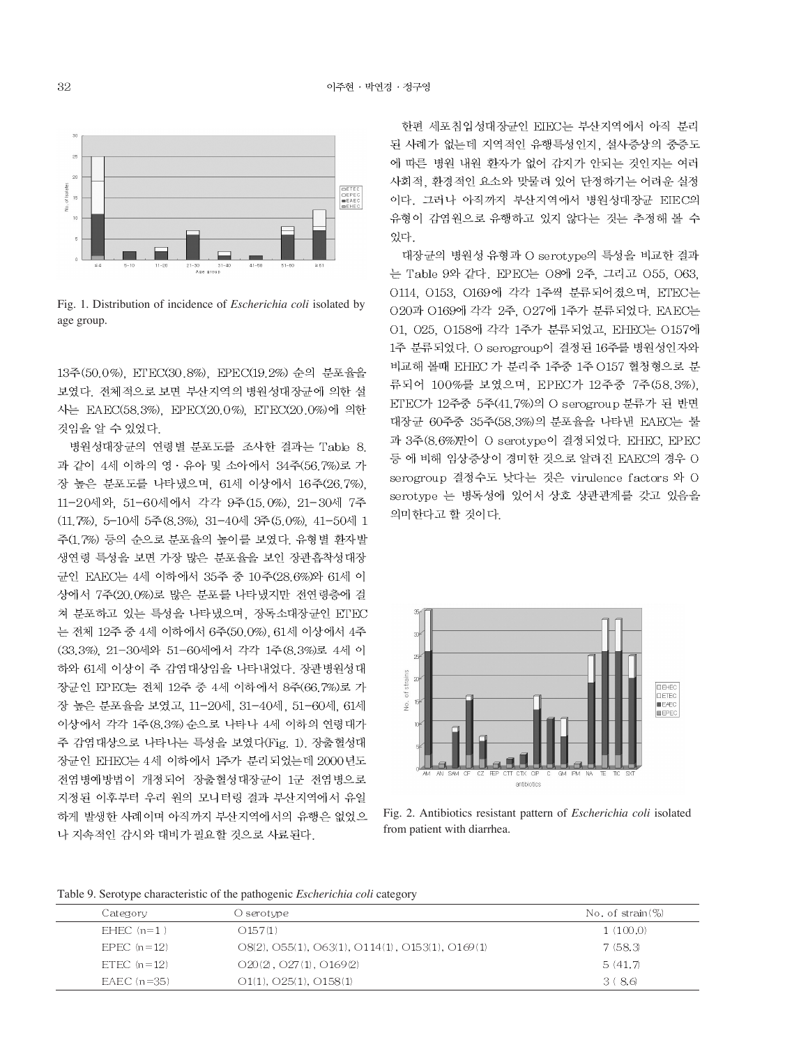Fig. 1. Distribution of incidence of *Escherichia coli* isolated by age group.

13주(50.0%), ETEC(30.8%), EPEC(19.2%) 순의 분포율을 보였다. 전체적으로 보면 부산지역의 병원성대장균에 의한 설사는 EAEC(58.3%), EPEC(20.0%), ETEC(20.0%)에 의한 것임을 알 수 있었다.

병원성대장균의 연령별 분포도를 조사한 결과는 Table 8. 과 같이 4세 이하의 영·유아 및 소아에서 34주(56.7%)로 가장 높은 분포도를 나타냈으며, 61세 이상에서 16주(26.7%), 11-20세와, 51-60세에서 각각 9주(15.0%), 21-30세 7주(11.7%), 5-10세 5주(8.3%), 31-40세 3주(5.0%), 41-50세 1주(1.7%) 등의 순으로 분포율의 높이를 보였다. 유형별 환자발생연령 특성을 보면 가장 많은 분포율을 보인 장관흡착성대장균인 EAEC는 4세 이하에서 35주 중 10주(28.6%)와 61세 이상에서 7주(20.0%)로 많은 분포를 나타냈지만 전연령층에 걸쳐 분포하고 있는 특성을 나타냈으며, 장독소대장균인 ETEC는 전체 12주 중 4세 이하에서 6주(50.0%), 61세 이상에서 4주(33.3%), 21-30세와 51-60세에서 각각 1주(8.3%)로 4세 이하와 61세 이상이 주 감염대상임을 나타내었다. 장관병원성대장균인 EPEC는 전체 12주 중 4세 이하에서 8주(66.7%)로 가장 높은 분포율을 보였고, 11-20세, 31-40세, 51-60세, 61세 이상에서 각각 1주(8.3%) 순으로 나타나 4세 이하의 연령대가 주 감염대상으로 나타나는 특성을 보였다(Fig. 1). 장출혈성대장균인 EHEC는 4세 이하에서 1주가 분리되었는데 2000년도 전염병예방법이 개정되어 장출혈성대장균이 1군 전염병으로 지정된 이후부터 우리 원의 모니터링 결과 부산지역에서 유일하게 발생한 사례이며 아직까지 부산지역에서의 유행은 없었으나 지속적인 감시와 대비가 필요할 것으로 사료된다.

한편 세포침입성대장균인 EIEC는 부산지역에서 아직 분리된 사례가 없는데 지역적인 유행특성인지, 설사증상의 중증도에 따른 병원 내원 환자가 없어 감지가 안되는 것인지는 여러 사회적, 환경적인 요소와 맞물려 있어 단정하기는 어려운 실정이다. 그러나 아직까지 부산지역에서 병원성대장균 EIEC의 유형이 감염원으로 유행하고 있지 않다는 것은 추정해 볼 수 있다.

대장균의 병원성 유형과 O serotype의 특성을 비교한 결과는 Table 9와 같다. EPEC는 O8에 2주, 그리고 O55, O63, O114, O153, O169에 각각 1주씩 분류되어졌으며, ETEC는 O20과 O169에 각각 2주, O27에 1주가 분류되었다. EAEC는 O1, O25, O158에 각각 1주가 분류되었고, EHEC는 O157에 1주 분류되었다. O serogroup이 결정된 16주를 병원성인자와 비교해 볼때 EHEC가 분리주 1주중 1주 O157 혈청형으로 분류되어 100%를 보였으며, EPEC가 12주중 7주(58.3%), ETEC가 12주중 5주(41.7%)의 O serogroup 분류가 된 반면 대장균 60주중 35주(58.3%)의 분포율을 나타낸 EAEC는 불과 3주(8.6%)만이 O serotype이 결정되었다. EHEC, EPEC 등 에 비해 임상증상이 경미한 것으로 알려진 EAEC의 경우 O serogroup 결정수도 낮다는 것은 virulence factors 와 O serotype 는 병독성에 있어서 상호 상관관계를 갖고 있음을 의미한다고 할 것이다.

Fig. 2. Antibiotics resistant pattern of *Escherichia coli* isolated from patient with diarrhea.

Table 9. Serotype characteristic of the pathogenic *Escherichia coli* category

| Category | O serotype | No. of strain(%) |
|---|---|---|
| EHEC (n=1) | O157(1) | 1 (100.0) |
| EPEC (n=12) | O8(2), O55(1), O63(1), O114(1), O153(1), O169(1) | 7 (58.3) |
| ETEC (n=12) | O20(2), O27(1), O169(2) | 5 (41.7) |
| EAEC (n=35) | O1(1), O25(1), O158(1) | 3 ( 8.6) |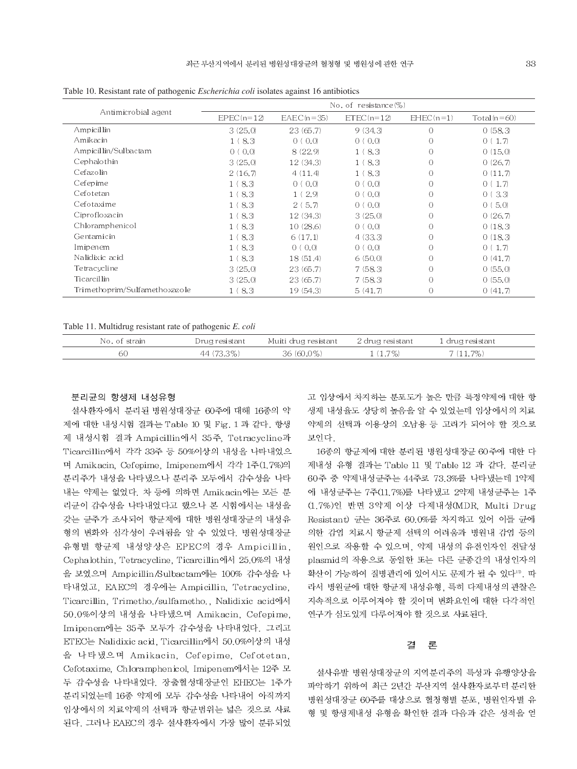Table 10. Resistant rate of pathogenic *Escherichia coli* isolates against 16 antibiotics

| Antimicrobial agent | No. of resistance(%) | | | | |
|---|---|---|---|---|---|
| | EPEC(n=12) | EAEC(n=35) | ETEC(n=12) | EHEC(n=1) | Total(n=60) |
| Ampicillin | 3 (25.0) | 23 (65.7) | 9 (34.3) | 0 | 0 (58.3) |
| Amikacin | 1 ( 8.3) | 0 ( 0.0) | 0 ( 0.0) | 0 | 0 ( 1.7) |
| Ampicillin/Sulbactam | 0 ( 0.0) | 8 (22.9) | 1 ( 8.3) | 0 | 0 (15.0) |
| Cephalothin | 3 (25.0) | 12 (34.3) | 1 ( 8.3) | 0 | 0 (26.7) |
| Cefazolin | 2 (16.7) | 4 (11.4) | 1 ( 8.3) | 0 | 0 (11.7) |
| Cefepime | 1 ( 8.3) | 0 ( 0.0) | 0 ( 0.0) | 0 | 0 ( 1.7) |
| Cefotetan | 1 ( 8.3) | 1 ( 2.9) | 0 ( 0.0) | 0 | 0 ( 3.3) |
| Cefotaxime | 1 ( 8.3) | 2 ( 5.7) | 0 ( 0.0) | 0 | 0 ( 5.0) |
| Ciprofloxacin | 1 ( 8.3) | 12 (34.3) | 3 (25.0) | 0 | 0 (26.7) |
| Chloramphenicol | 1 ( 8.3) | 10 (28.6) | 0 ( 0.0) | 0 | 0 (18.3) |
| Gentamicin | 1 ( 8.3) | 6 (17.1) | 4 (33.3) | 0 | 0 (18.3) |
| Imipenem | 1 ( 8.3) | 0 ( 0.0) | 0 ( 0.0) | 0 | 0 ( 1.7) |
| Nalidixic acid | 1 ( 8.3) | 18 (51.4) | 6 (50.0) | 0 | 0 (41.7) |
| Tetracycline | 3 (25.0) | 23 (65.7) | 7 (58.3) | 0 | 0 (55.0) |
| Ticarcillin | 3 (25.0) | 23 (65.7) | 7 (58.3) | 0 | 0 (55.0) |
| Trimethoprim/Sulfamethoxazole | 1 ( 8.3) | 19 (54.3) | 5 (41.7) | 0 | 0 (41.7) |

Table 11. Multidrug resistant rate of pathogenic *E. coli*

| No. of strain | Drug resistant | Muiti drug resistant | 2 drug resistant | 1 drug resistant |
|---|---|---|---|---|
| 60 | 44 (73.3%) | 36 (60.0%) | 1 (1.7%) | 7 (11.7%) |

### 분리균의 항생제 내성유형

설사환자에서 분리된 병원성대장균 60주에 대해 16종의 약제에 대한 내성시험 결과는 Table 10 및 Fig. 1 과 같다. 항생제 내성시험 결과 Ampicillin에서 35주, Tetracycline과 Ticarcillin에서 각각 33주 등 50%이상의 내성을 나타내었으며 Amikacin, Cefepime, Imipenem에서 각각 1주(1.7%)의 분리주가 내성을 나타냈으나 분리주 모두에서 감수성을 나타내는 약제는 없었다. 차 등에 의하면 Amikacin에는 모든 분리균이 감수성을 나타내었다고 했으나 본 시험에서는 내성을 갖는 균주가 조사되어 항균제에 대한 병원성대장균의 내성유형의 변화와 심각성이 우려됨을 알 수 있었다. 병원성대장균 유형별 항균제 내성양상은 EPEC의 경우 Ampicillin, Cephalothin, Tetracycline, Ticarcillin에서 25.0%의 내성을 보였으며 Ampicillin/Sulbactam에는 100% 감수성을 나타내었고, EAEC의 경우에는 Ampicillin, Tetracycline, Ticarcillin, Trimetho./sulfametho., Nalidixic acid에서 50.0%이상의 내성을 나타냈으며 Amikacin, Cefepime, Imipenem에는 35주 모두가 감수성을 나타내었다. 그리고 ETEC는 Nalidixic acid, Ticarcillin에서 50.0%이상의 내성을 나타냈으며 Amikacin, Cefepime, Cefotetan, Cefotaxime, Chloramphenicol, Imipenem에서는 12주 모두 감수성을 나타내었다. 장출혈성대장균인 EHEC는 1주가 분리되었는데 16종 약제에 모두 감수성을 나타내어 아직까지 임상에서의 치료약제의 선택과 항균범위는 넓은 것으로 사료된다. 그러나 EAEC의 경우 설사환자에서 가장 많이 분류되었고 임상에서 차지하는 분포도가 높은 만큼 특정약제에 대한 항생제 내성율도 상당히 높음을 알 수 있었는데 임상에서의 치료약제의 선택과 이용상의 오남용 등 고려가 되어야 할 것으로 보인다.

16종의 항균제에 대한 분리된 병원성대장균 60주에 대한 다제내성 유형 결과는 Table 11 및 Table 12 과 같다. 분리균 60주 중 약제내성균주는 44주로 73.3%를 나타냈는데 1약제에 내성균주는 7주(11.7%)를 나타냈고 2약제 내성균주는 1주(1.7%)인 반면 3약제 이상 다제내성(MDR, Multi Drug Resistant) 균은 36주로 60.0%를 차지하고 있어 이들 균에 의한 감염 치료시 항균제 선택의 어려움과 병원내 감염 등의 원인으로 작용할 수 있으며, 약제 내성의 유전인자인 전달성 plasmid의 작용으로 동일한 또는 다른 균종간의 내성인자의 확산이 가능하여 질병관리에 있어서도 문제가 될 수 있다[19]. 따라서 병원균에 대한 항균제 내성유형, 특히 다제내성의 관찰은 지속적으로 이루어져야 할 것이며 변화요인에 대한 다각적인 연구가 심도있게 다루어져야 할 것으로 사료된다.

## 결 론

설사유발 병원성대장균의 지역분리주의 특성과 유행양상을 파악하기 위하여 최근 2년간 부산지역 설사환자로부터 분리한 병원성대장균 60주를 대상으로 혈청형별 분포, 병원인자별 유형 및 항생제내성 유형을 확인한 결과 다음과 같은 성적을 얻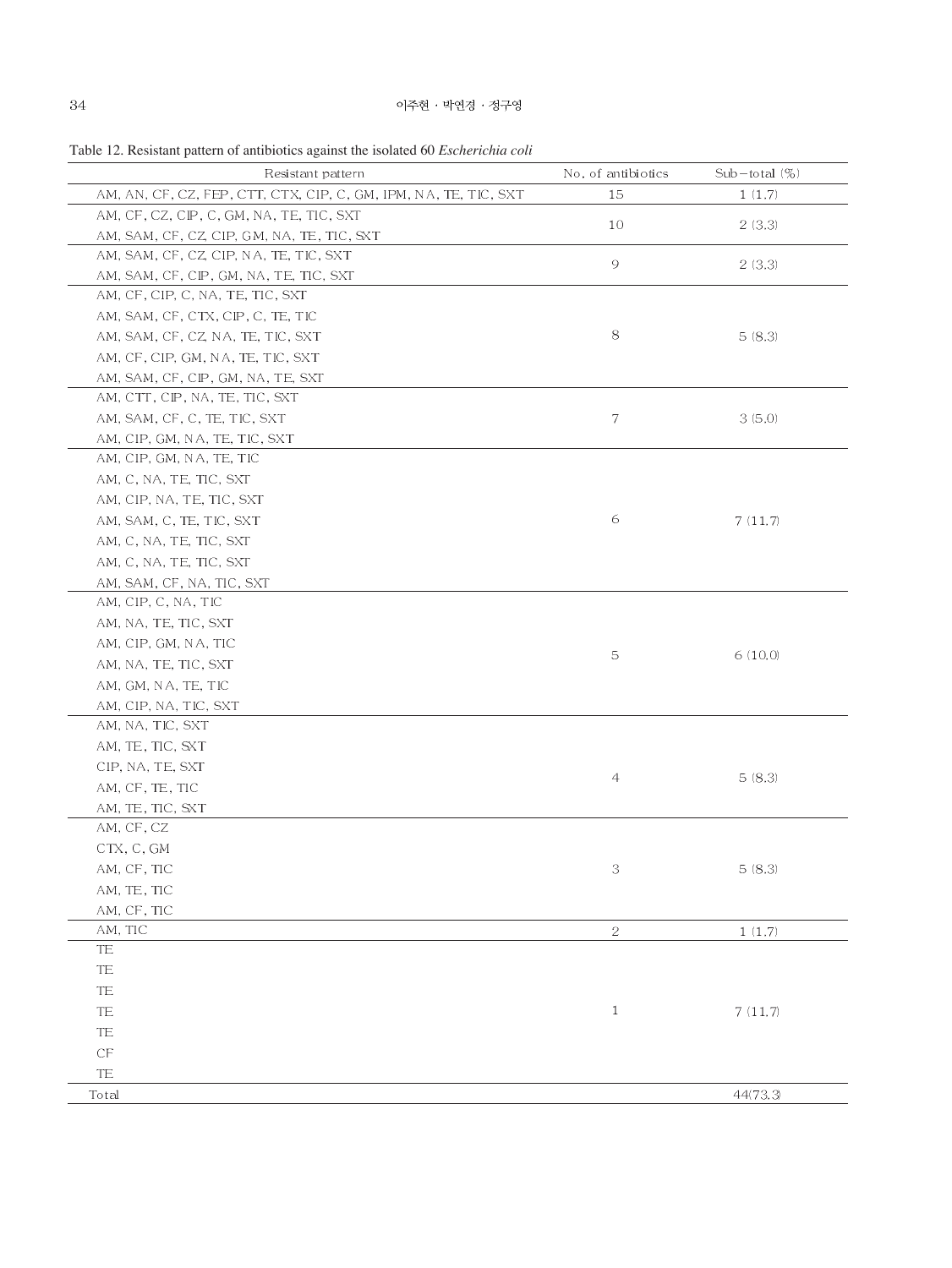Table 12. Resistant pattern of antibiotics against the isolated 60 *Escherichia coli*

| Resistant pattern | No. of antibiotics | Sub-total (%) |
|---|---|---|
| AM, AN, CF, CZ, FEP, CTT, CTX, CIP, C, GM, IPM, NA, TE, TIC, SXT | 15 | 1 (1.7) |
| AM, CF, CZ, CIP, C, GM, NA, TE, TIC, SXT | 10 | 2 (3.3) |
| AM, SAM, CF, CZ, CIP, GM, NA, TE, TIC, SXT | | |
| AM, SAM, CF, CZ, CIP, NA, TE, TIC, SXT | 9 | 2 (3.3) |
| AM, SAM, CF, CIP, GM, NA, TE, TIC, SXT | | |
| AM, CF, CIP, C, NA, TE, TIC, SXT | 8 | 5 (8.3) |
| AM, SAM, CF, CTX, CIP, C, TE, TIC | | |
| AM, SAM, CF, CZ, NA, TE, TIC, SXT | | |
| AM, CF, CIP, GM, NA, TE, TIC, SXT | | |
| AM, SAM, CF, CIP, GM, NA, TE, SXT | | |
| AM, CTT, CIP, NA, TE, TIC, SXT | 7 | 3 (5.0) |
| AM, SAM, CF, C, TE, TIC, SXT | | |
| AM, CIP, GM, NA, TE, TIC, SXT | | |
| AM, CIP, GM, NA, TE, TIC | 6 | 7 (11.7) |
| AM, C, NA, TE, TIC, SXT | | |
| AM, CIP, NA, TE, TIC, SXT | | |
| AM, SAM, C, TE, TIC, SXT | | |
| AM, C, NA, TE, TIC, SXT | | |
| AM, C, NA, TE, TIC, SXT | | |
| AM, SAM, CF, NA, TIC, SXT | | |
| AM, CIP, C, NA, TIC | 5 | 6 (10.0) |
| AM, NA, TE, TIC, SXT | | |
| AM, CIP, GM, NA, TIC | | |
| AM, NA, TE, TIC, SXT | | |
| AM, GM, NA, TE, TIC | | |
| AM, CIP, NA, TIC, SXT | | |
| AM, NA, TIC, SXT | 4 | 5 (8.3) |
| AM, TE, TIC, SXT | | |
| CIP, NA, TE, SXT | | |
| AM, CF, TE, TIC | | |
| AM, TE, TIC, SXT | | |
| AM, CF, CZ | 3 | 5 (8.3) |
| CTX, C, GM | | |
| AM, CF, TIC | | |
| AM, TE, TIC | | |
| AM, CF, TIC | | |
| AM, TIC | 2 | 1 (1.7) |
| TE | 1 | 7 (11.7) |
| TE | | |
| TE | | |
| TE | | |
| TE | | |
| CF | | |
| TE | | |
| Total | | 44(73.3) |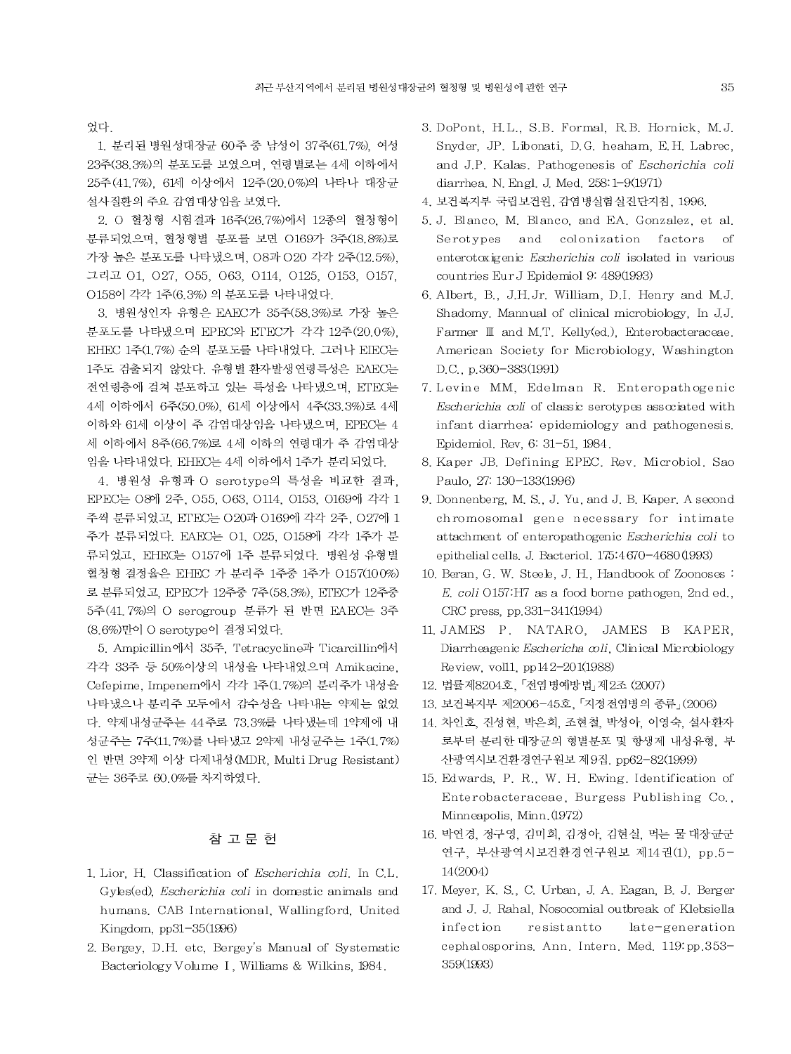었다.

1. 분리된 병원성대장균 60주 중 남성이 37주(61.7%), 여성 23주(38.3%)의 분포도를 보였으며, 연령별로는 4세 이하에서 25주(41.7%), 61세 이상에서 12주(20.0%)의 나타나 대장균 설사질환의 주요 감염대상임을 보였다.

2. O 혈청형 시험결과 16주(26.7%)에서 12종의 혈청형이 분류되었으며, 혈청형별 분포를 보면 O169가 3주(18.8%)로 가장 높은 분포도를 나타냈으며, O8과 O20 각각 2주(12.5%), 그리고 O1, O27, O55, O63, O114, O125, O153, O157, O158이 각각 1주(6.3%) 의 분포도를 나타내었다.

3. 병원성인자 유형은 EAEC가 35주(58.3%)로 가장 높은 분포도를 나타냈으며 EPEC와 ETEC가 각각 12주(20.0%), EHEC 1주(1.7%) 순의 분포도를 나타내었다. 그러나 EIEC는 1주도 검출되지 않았다. 유형별 환자발생연령특성은 EAEC는 전연령층에 걸쳐 분포하고 있는 특성을 나타냈으며, ETEC는 4세 이하에서 6주(50.0%), 61세 이상에서 4주(33.3%)로 4세 이하와 61세 이상이 주 감염대상임을 나타냈으며, EPEC는 4세 이하에서 8주(66.7%)로 4세 이하의 연령대가 주 감염대상임을 나타내었다. EHEC는 4세 이하에서 1주가 분리되었다.

4. 병원성 유형과 O serotype의 특성을 비교한 결과, EPEC는 O8에 2주, O55, O63, O114, O153, O169에 각각 1주씩 분류되었고, ETEC는 O20과 O169에 각각 2주, O27에 1주가 분류되었다. EAEC는 O1, O25, O158에 각각 1주가 분류되었고, EHEC는 O157에 1주 분류되었다. 병원성 유형별 혈청형 결정율은 EHEC 가 분리주 1주중 1주가 O157(100%)로 분류되었고, EPEC가 12주중 7주(58.3%), ETEC가 12주중 5주(41.7%)의 O serogroup 분류가 된 반면 EAEC는 3주(8.6%)만이 O serotype이 결정되었다.

5. Ampicillin에서 35주, Tetracycline과 Ticarcillin에서 각각 33주 등 50%이상의 내성을 나타내었으며 Amikacine, Cefepime, Impenem에서 각각 1주(1.7%)의 분리주가 내성을 나타냈으나 분리주 모두에서 감수성을 나타내는 약제는 없었다. 약제내성균주는 44주로 73.3%를 나타냈는데 1약제에 내성균주는 7주(11.7%)를 나타냈고 2약제 내성균주는 1주(1.7%)인 반면 3약제 이상 다제내성(MDR, Multi Drug Resistant)균는 36주로 60.0%를 차지하였다.

## 참 고 문 헌

1. Lior, H. Classification of *Escherichia coli*. In C.L. Gyles(ed), *Escherichia coli* in domestic animals and humans. CAB International, Wallingford, United Kingdom, pp31-35(1996)
2. Bergey, D.H. etc, Bergey's Manual of Systematic Bacteriology Volume Ⅰ, Williams & Wilkins, 1984.
3. DoPont, H.L., S.B. Formal, R.B. Hornick, M.J. Snyder, JP. Libonati, D.G. heaham, E.H. Labrec, and J.P. Kalas. Pathogenesis of *Escherichia coli* diarrhea. N. Engl. J. Med. 258:1-9(1971)
4. 보건복지부 국립보건원, 감염병실험실진단지침, 1996.
5. J. Blanco, M. Blanco, and EA. Gonzalez, et al. Serotypes and colonization factors of enterotoxigenic *Escherichia coli* isolated in various countries Eur J Epidemiol 9: 489(1993)
6. Albert, B., J.H.Jr. William, D.I. Henry and M.J. Shadomy. Mannual of clinical microbiology, In J.J. Farmer Ⅲ and M.T. Kelly(ed.), Enterobacteraceae. American Society for Microbiology, Washington D.C., p.360-383(1991)
7. Levine MM, Edelman R. Enteropathogenic *Escherichia coli* of classic serotypes associated with infant diarrhea: epidemiology and pathogenesis. Epidemiol. Rev, 6: 31-51, 1984.
8. Kaper JB. Defining EPEC. Rev. Microbiol. Sao Paulo, 27: 130-133(1996)
9. Donnenberg, M. S., J. Yu, and J. B. Kaper. A second chromosomal gene necessary for intimate attachment of enteropathogenic *Escherichia coli* to epithelial cells. J. Bacteriol. 175:4670-4680(1993)
10. Beran, G. W. Steele, J. H., Handbook of Zoonoses : *E. coli* O157:H7 as a food borne pathogen, 2nd ed., CRC press, pp.331-341(1994)
11. JAMES P. NATARO, JAMES B KAPER, Diarrheagenic *Eschericha coli*, Clinical Microbiology Review, vol11, pp142-201(1988)
12. 법률제8204호, 「전염병예방법」제2조 (2007)
13. 보건복지부 제2006-45호, 「지정전염병의 종류」(2006)
14. 차인호, 진성현, 박은희, 조현철, 박성아, 이영숙, 설사환자로부터 분리한 대장균의 형별분포 및 항생제 내성유형, 부산광역시보건환경연구원보 제9집, pp62-82(1999)
15. Edwards, P. R., W. H. Ewing. Identification of Enterobacteraceae, Burgess Publishing Co., Minneapolis, Minn.(1972)
16. 박연경, 정구영, 김미희, 김경아, 김현실, 먹는 물 대장균군 연구, 부산광역시보건환경연구원보 제14권(1), pp.5-14(2004)
17. Meyer, K. S., C. Urban, J. A. Eagan, B. J. Berger and J. J. Rahal, Nosocomial outbreak of Klebsiella infection resistantto late-generation cephalosporins. Ann. Intern. Med. 119:pp.353-359(1993)